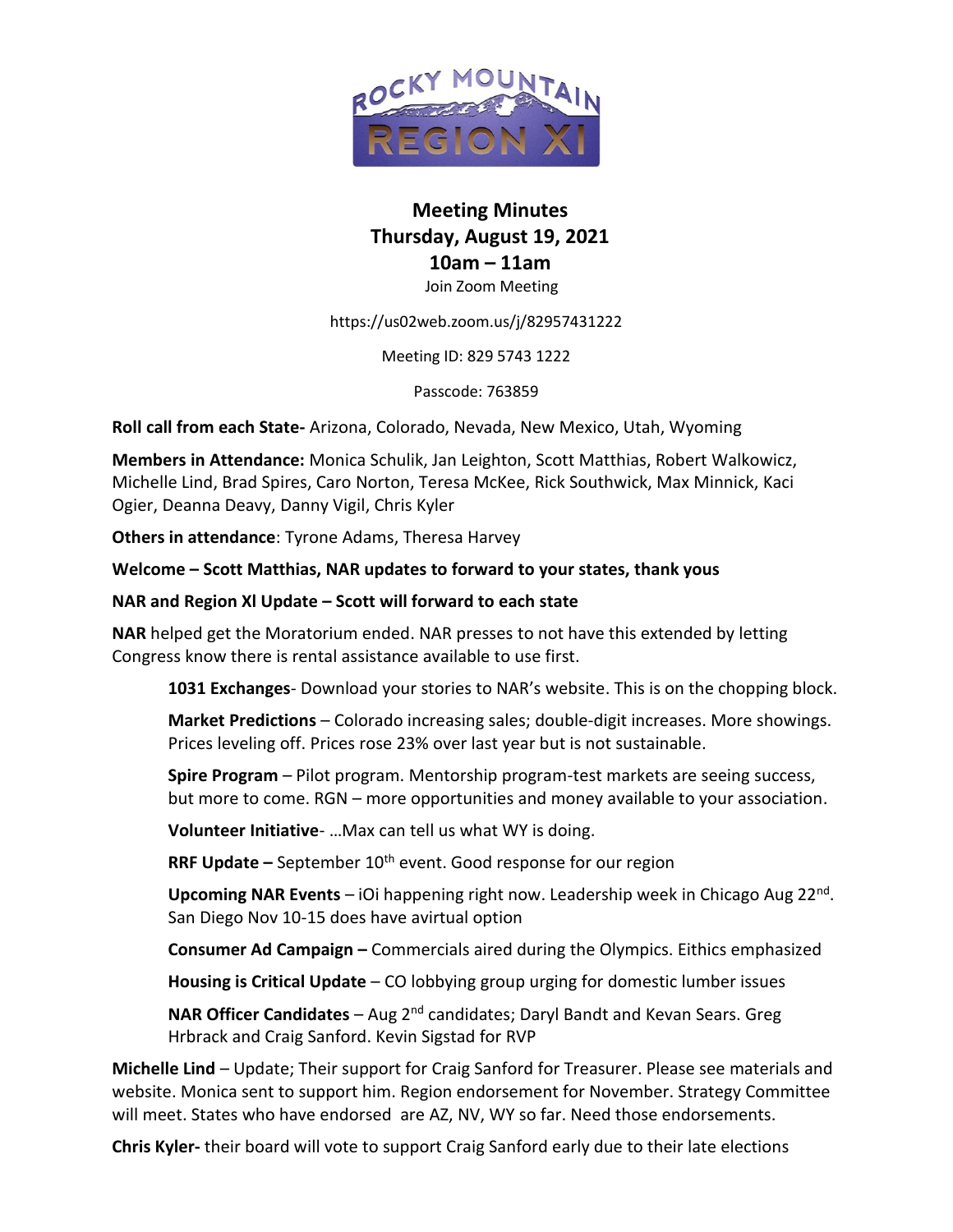# Meeting Minutes
## Thursday, August 19, 2021
## 10am – 11am

Join Zoom Meeting

https://us02web.zoom.us/j/82957431222

Meeting ID: 829 5743 1222

Passcode: 763859

**Roll call from each State-** Arizona, Colorado, Nevada, New Mexico, Utah, Wyoming

**Members in Attendance:** Monica Schulik, Jan Leighton, Scott Matthias, Robert Walkowicz, Michelle Lind, Brad Spires, Caro Norton, Teresa McKee, Rick Southwick, Max Minnick, Kaci Ogier, Deanna Deavy, Danny Vigil, Chris Kyler

**Others in attendance**: Tyrone Adams, Theresa Harvey

**Welcome – Scott Matthias, NAR updates to forward to your states, thank yous**

**NAR and Region Xl Update – Scott will forward to each state**

**NAR** helped get the Moratorium ended. NAR presses to not have this extended by letting Congress know there is rental assistance available to use first.

> **1031 Exchanges**- Download your stories to NAR's website. This is on the chopping block.
>
> **Market Predictions** – Colorado increasing sales; double-digit increases. More showings. Prices leveling off. Prices rose 23% over last year but is not sustainable.
>
> **Spire Program** – Pilot program. Mentorship program-test markets are seeing success, but more to come. RGN – more opportunities and money available to your association.
>
> **Volunteer Initiative**- …Max can tell us what WY is doing.
>
> **RRF Update –** September 10th event. Good response for our region
>
> **Upcoming NAR Events** – iOi happening right now. Leadership week in Chicago Aug 22nd. San Diego Nov 10-15 does have avirtual option
>
> **Consumer Ad Campaign –** Commercials aired during the Olympics. Eithics emphasized
>
> **Housing is Critical Update** – CO lobbying group urging for domestic lumber issues
>
> **NAR Officer Candidates** – Aug 2nd candidates; Daryl Bandt and Kevan Sears. Greg Hrbrack and Craig Sanford. Kevin Sigstad for RVP

**Michelle Lind** – Update; Their support for Craig Sanford for Treasurer. Please see materials and website. Monica sent to support him. Region endorsement for November. Strategy Committee will meet. States who have endorsed are AZ, NV, WY so far. Need those endorsements.

**Chris Kyler-** their board will vote to support Craig Sanford early due to their late elections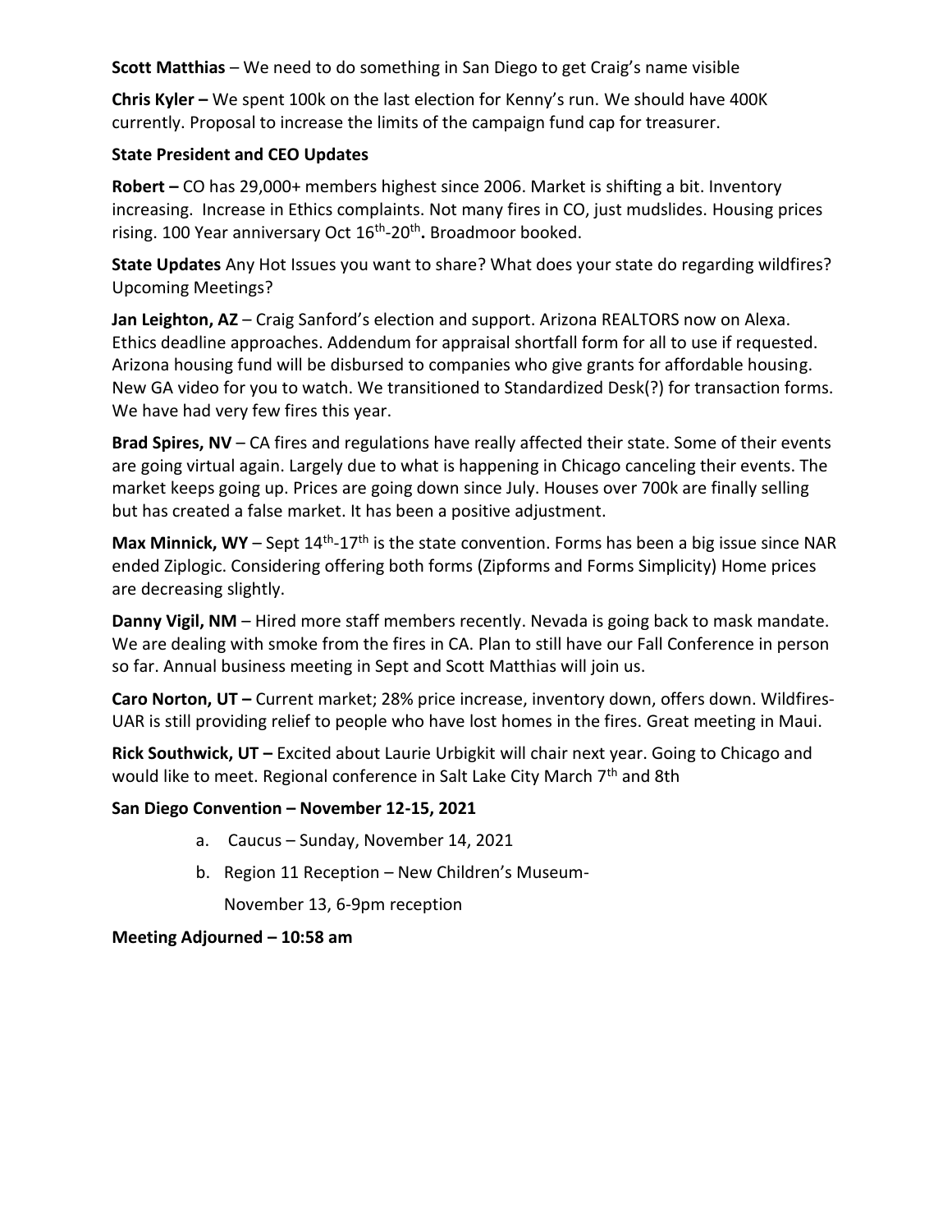**Scott Matthias** – We need to do something in San Diego to get Craig's name visible

**Chris Kyler –** We spent 100k on the last election for Kenny's run. We should have 400K currently. Proposal to increase the limits of the campaign fund cap for treasurer.

**State President and CEO Updates**

**Robert –** CO has 29,000+ members highest since 2006. Market is shifting a bit. Inventory increasing. Increase in Ethics complaints. Not many fires in CO, just mudslides. Housing prices rising. 100 Year anniversary Oct 16th-20th**.** Broadmoor booked.

**State Updates** Any Hot Issues you want to share? What does your state do regarding wildfires? Upcoming Meetings?

**Jan Leighton, AZ** – Craig Sanford's election and support. Arizona REALTORS now on Alexa. Ethics deadline approaches. Addendum for appraisal shortfall form for all to use if requested. Arizona housing fund will be disbursed to companies who give grants for affordable housing. New GA video for you to watch. We transitioned to Standardized Desk(?) for transaction forms. We have had very few fires this year.

**Brad Spires, NV** – CA fires and regulations have really affected their state. Some of their events are going virtual again. Largely due to what is happening in Chicago canceling their events. The market keeps going up. Prices are going down since July. Houses over 700k are finally selling but has created a false market. It has been a positive adjustment.

**Max Minnick, WY** – Sept 14th-17th is the state convention. Forms has been a big issue since NAR ended Ziplogic. Considering offering both forms (Zipforms and Forms Simplicity) Home prices are decreasing slightly.

**Danny Vigil, NM** – Hired more staff members recently. Nevada is going back to mask mandate. We are dealing with smoke from the fires in CA. Plan to still have our Fall Conference in person so far. Annual business meeting in Sept and Scott Matthias will join us.

**Caro Norton, UT –** Current market; 28% price increase, inventory down, offers down. Wildfires-UAR is still providing relief to people who have lost homes in the fires. Great meeting in Maui.

**Rick Southwick, UT –** Excited about Laurie Urbigkit will chair next year. Going to Chicago and would like to meet. Regional conference in Salt Lake City March 7th and 8th

**San Diego Convention – November 12-15, 2021**

a. Caucus – Sunday, November 14, 2021
b. Region 11 Reception – New Children's Museum-
   November 13, 6-9pm reception

**Meeting Adjourned – 10:58 am**